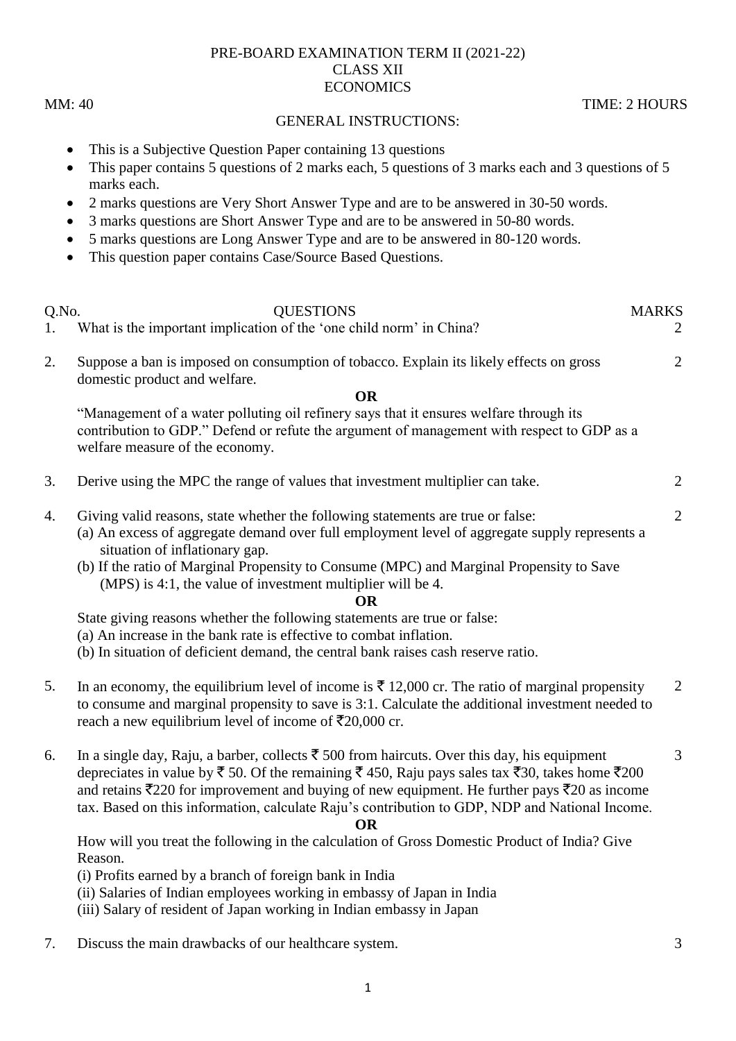# PRE-BOARD EXAMINATION TERM II (2021-22)
## CLASS XII
## ECONOMICS

MM: 40 TIME: 2 HOURS

### GENERAL INSTRUCTIONS:

- This is a Subjective Question Paper containing 13 questions
- This paper contains 5 questions of 2 marks each, 5 questions of 3 marks each and 3 questions of 5 marks each.
- 2 marks questions are Very Short Answer Type and are to be answered in 30-50 words.
- 3 marks questions are Short Answer Type and are to be answered in 50-80 words.
- 5 marks questions are Long Answer Type and are to be answered in 80-120 words.
- This question paper contains Case/Source Based Questions.

| Q.No. | QUESTIONS | MARKS |
|---|---|---|
| 1. | What is the important implication of the 'one child norm' in China? | 2 |
| 2. | Suppose a ban is imposed on consumption of tobacco. Explain its likely effects on gross domestic product and welfare.<br><br>**OR**<br><br>"Management of a water polluting oil refinery says that it ensures welfare through its contribution to GDP." Defend or refute the argument of management with respect to GDP as a welfare measure of the economy. | 2 |
| 3. | Derive using the MPC the range of values that investment multiplier can take. | 2 |
| 4. | Giving valid reasons, state whether the following statements are true or false:<br>(a) An excess of aggregate demand over full employment level of aggregate supply represents a situation of inflationary gap.<br>(b) If the ratio of Marginal Propensity to Consume (MPC) and Marginal Propensity to Save (MPS) is 4:1, the value of investment multiplier will be 4.<br><br>**OR**<br><br>State giving reasons whether the following statements are true or false:<br>(a) An increase in the bank rate is effective to combat inflation.<br>(b) In situation of deficient demand, the central bank raises cash reserve ratio. | 2 |
| 5. | In an economy, the equilibrium level of income is ₹ 12,000 cr. The ratio of marginal propensity to consume and marginal propensity to save is 3:1. Calculate the additional investment needed to reach a new equilibrium level of income of ₹20,000 cr. | 2 |
| 6. | In a single day, Raju, a barber, collects ₹ 500 from haircuts. Over this day, his equipment depreciates in value by ₹ 50. Of the remaining ₹ 450, Raju pays sales tax ₹30, takes home ₹200 and retains ₹220 for improvement and buying of new equipment. He further pays ₹20 as income tax. Based on this information, calculate Raju's contribution to GDP, NDP and National Income.<br><br>**OR**<br><br>How will you treat the following in the calculation of Gross Domestic Product of India? Give Reason.<br>(i) Profits earned by a branch of foreign bank in India<br>(ii) Salaries of Indian employees working in embassy of Japan in India<br>(iii) Salary of resident of Japan working in Indian embassy in Japan | 3 |
| 7. | Discuss the main drawbacks of our healthcare system. | 3 |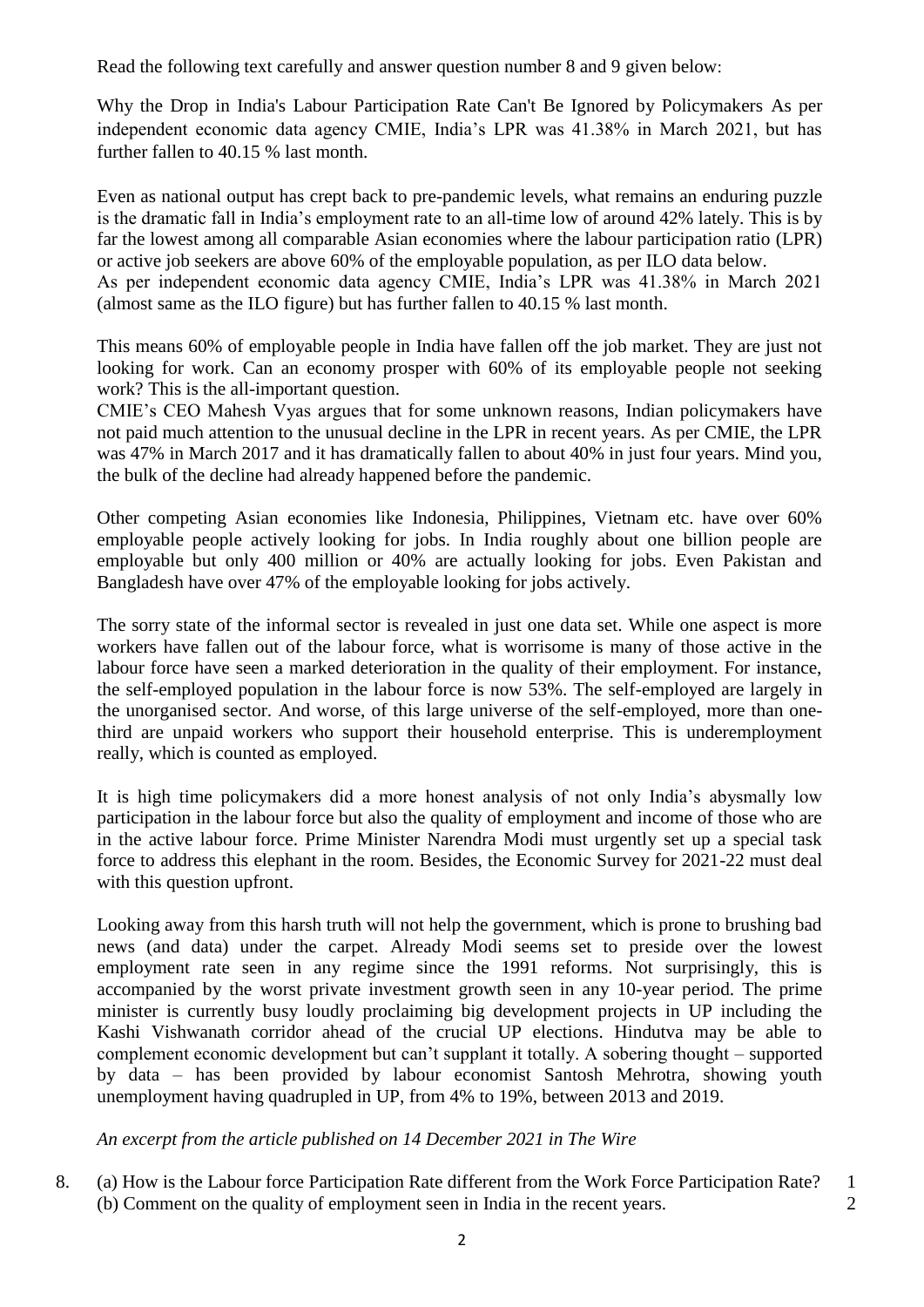Read the following text carefully and answer question number 8 and 9 given below:

Why the Drop in India's Labour Participation Rate Can't Be Ignored by Policymakers As per independent economic data agency CMIE, India's LPR was 41.38% in March 2021, but has further fallen to 40.15 % last month.

Even as national output has crept back to pre-pandemic levels, what remains an enduring puzzle is the dramatic fall in India's employment rate to an all-time low of around 42% lately. This is by far the lowest among all comparable Asian economies where the labour participation ratio (LPR) or active job seekers are above 60% of the employable population, as per ILO data below.
As per independent economic data agency CMIE, India's LPR was 41.38% in March 2021 (almost same as the ILO figure) but has further fallen to 40.15 % last month.

This means 60% of employable people in India have fallen off the job market. They are just not looking for work. Can an economy prosper with 60% of its employable people not seeking work? This is the all-important question.
CMIE's CEO Mahesh Vyas argues that for some unknown reasons, Indian policymakers have not paid much attention to the unusual decline in the LPR in recent years. As per CMIE, the LPR was 47% in March 2017 and it has dramatically fallen to about 40% in just four years. Mind you, the bulk of the decline had already happened before the pandemic.

Other competing Asian economies like Indonesia, Philippines, Vietnam etc. have over 60% employable people actively looking for jobs. In India roughly about one billion people are employable but only 400 million or 40% are actually looking for jobs. Even Pakistan and Bangladesh have over 47% of the employable looking for jobs actively.

The sorry state of the informal sector is revealed in just one data set. While one aspect is more workers have fallen out of the labour force, what is worrisome is many of those active in the labour force have seen a marked deterioration in the quality of their employment. For instance, the self-employed population in the labour force is now 53%. The self-employed are largely in the unorganised sector. And worse, of this large universe of the self-employed, more than one-third are unpaid workers who support their household enterprise. This is underemployment really, which is counted as employed.

It is high time policymakers did a more honest analysis of not only India's abysmally low participation in the labour force but also the quality of employment and income of those who are in the active labour force. Prime Minister Narendra Modi must urgently set up a special task force to address this elephant in the room. Besides, the Economic Survey for 2021-22 must deal with this question upfront.

Looking away from this harsh truth will not help the government, which is prone to brushing bad news (and data) under the carpet. Already Modi seems set to preside over the lowest employment rate seen in any regime since the 1991 reforms. Not surprisingly, this is accompanied by the worst private investment growth seen in any 10-year period. The prime minister is currently busy loudly proclaiming big development projects in UP including the Kashi Vishwanath corridor ahead of the crucial UP elections. Hindutva may be able to complement economic development but can't supplant it totally. A sobering thought – supported by data – has been provided by labour economist Santosh Mehrotra, showing youth unemployment having quadrupled in UP, from 4% to 19%, between 2013 and 2019.

*An excerpt from the article published on 14 December 2021 in The Wire*

8. (a) How is the Labour force Participation Rate different from the Work Force Participation Rate? 1
   (b) Comment on the quality of employment seen in India in the recent years. 2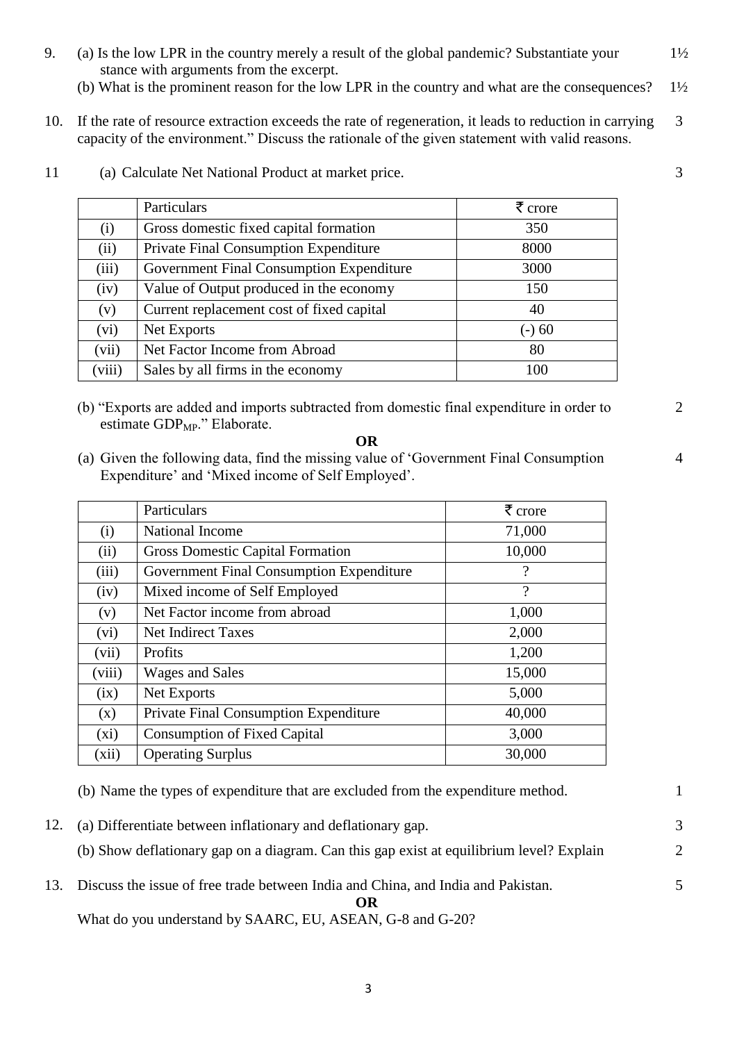9. (a) Is the low LPR in the country merely a result of the global pandemic? Substantiate your stance with arguments from the excerpt. 1½

   (b) What is the prominent reason for the low LPR in the country and what are the consequences? 1½

10. If the rate of resource extraction exceeds the rate of regeneration, it leads to reduction in carrying capacity of the environment." Discuss the rationale of the given statement with valid reasons. 3

11 (a) Calculate Net National Product at market price. 3

| | Particulars | ₹ crore |
|---|---|---|
| (i) | Gross domestic fixed capital formation | 350 |
| (ii) | Private Final Consumption Expenditure | 8000 |
| (iii) | Government Final Consumption Expenditure | 3000 |
| (iv) | Value of Output produced in the economy | 150 |
| (v) | Current replacement cost of fixed capital | 40 |
| (vi) | Net Exports | (-) 60 |
| (vii) | Net Factor Income from Abroad | 80 |
| (viii) | Sales by all firms in the economy | 100 |

(b) "Exports are added and imports subtracted from domestic final expenditure in order to estimate $GDP_{MP}$." Elaborate. 2

**OR**

(a) Given the following data, find the missing value of 'Government Final Consumption Expenditure' and 'Mixed income of Self Employed'. 4

| | Particulars | ₹ crore |
|---|---|---|
| (i) | National Income | 71,000 |
| (ii) | Gross Domestic Capital Formation | 10,000 |
| (iii) | Government Final Consumption Expenditure | ? |
| (iv) | Mixed income of Self Employed | ? |
| (v) | Net Factor income from abroad | 1,000 |
| (vi) | Net Indirect Taxes | 2,000 |
| (vii) | Profits | 1,200 |
| (viii) | Wages and Sales | 15,000 |
| (ix) | Net Exports | 5,000 |
| (x) | Private Final Consumption Expenditure | 40,000 |
| (xi) | Consumption of Fixed Capital | 3,000 |
| (xii) | Operating Surplus | 30,000 |

(b) Name the types of expenditure that are excluded from the expenditure method. 1

12. (a) Differentiate between inflationary and deflationary gap. 3

    (b) Show deflationary gap on a diagram. Can this gap exist at equilibrium level? Explain 2

13. Discuss the issue of free trade between India and China, and India and Pakistan. 5

**OR**

What do you understand by SAARC, EU, ASEAN, G-8 and G-20?